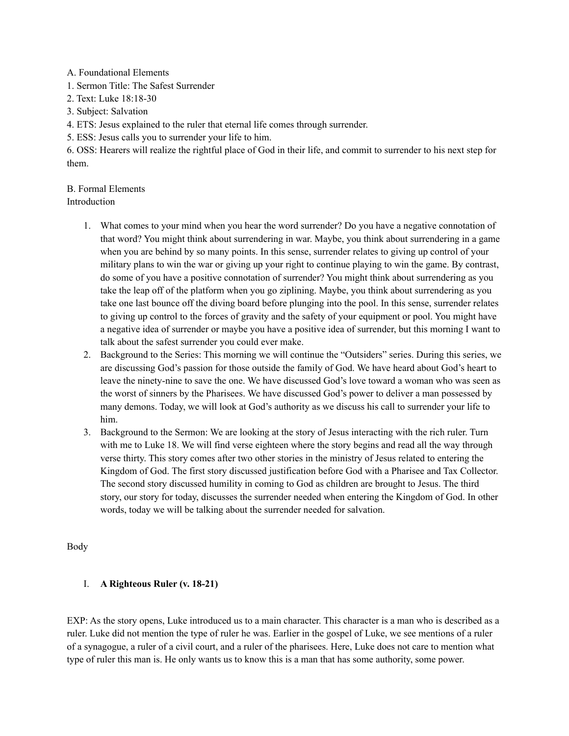A. Foundational Elements

1. Sermon Title: The Safest Surrender
2. Text: Luke 18:18-30
3. Subject: Salvation
4. ETS: Jesus explained to the ruler that eternal life comes through surrender.
5. ESS: Jesus calls you to surrender your life to him.
6. OSS: Hearers will realize the rightful place of God in their life, and commit to surrender to his next step for them.

B. Formal Elements

Introduction

1. What comes to your mind when you hear the word surrender? Do you have a negative connotation of that word? You might think about surrendering in war. Maybe, you think about surrendering in a game when you are behind by so many points. In this sense, surrender relates to giving up control of your military plans to win the war or giving up your right to continue playing to win the game. By contrast, do some of you have a positive connotation of surrender? You might think about surrendering as you take the leap off of the platform when you go ziplining. Maybe, you think about surrendering as you take one last bounce off the diving board before plunging into the pool. In this sense, surrender relates to giving up control to the forces of gravity and the safety of your equipment or pool. You might have a negative idea of surrender or maybe you have a positive idea of surrender, but this morning I want to talk about the safest surrender you could ever make.
2. Background to the Series: This morning we will continue the "Outsiders" series. During this series, we are discussing God's passion for those outside the family of God. We have heard about God's heart to leave the ninety-nine to save the one. We have discussed God's love toward a woman who was seen as the worst of sinners by the Pharisees. We have discussed God's power to deliver a man possessed by many demons. Today, we will look at God's authority as we discuss his call to surrender your life to him.
3. Background to the Sermon: We are looking at the story of Jesus interacting with the rich ruler. Turn with me to Luke 18. We will find verse eighteen where the story begins and read all the way through verse thirty. This story comes after two other stories in the ministry of Jesus related to entering the Kingdom of God. The first story discussed justification before God with a Pharisee and Tax Collector. The second story discussed humility in coming to God as children are brought to Jesus. The third story, our story for today, discusses the surrender needed when entering the Kingdom of God. In other words, today we will be talking about the surrender needed for salvation.

Body

I. **A Righteous Ruler (v. 18-21)**

EXP: As the story opens, Luke introduced us to a main character. This character is a man who is described as a ruler. Luke did not mention the type of ruler he was. Earlier in the gospel of Luke, we see mentions of a ruler of a synagogue, a ruler of a civil court, and a ruler of the pharisees. Here, Luke does not care to mention what type of ruler this man is. He only wants us to know this is a man that has some authority, some power.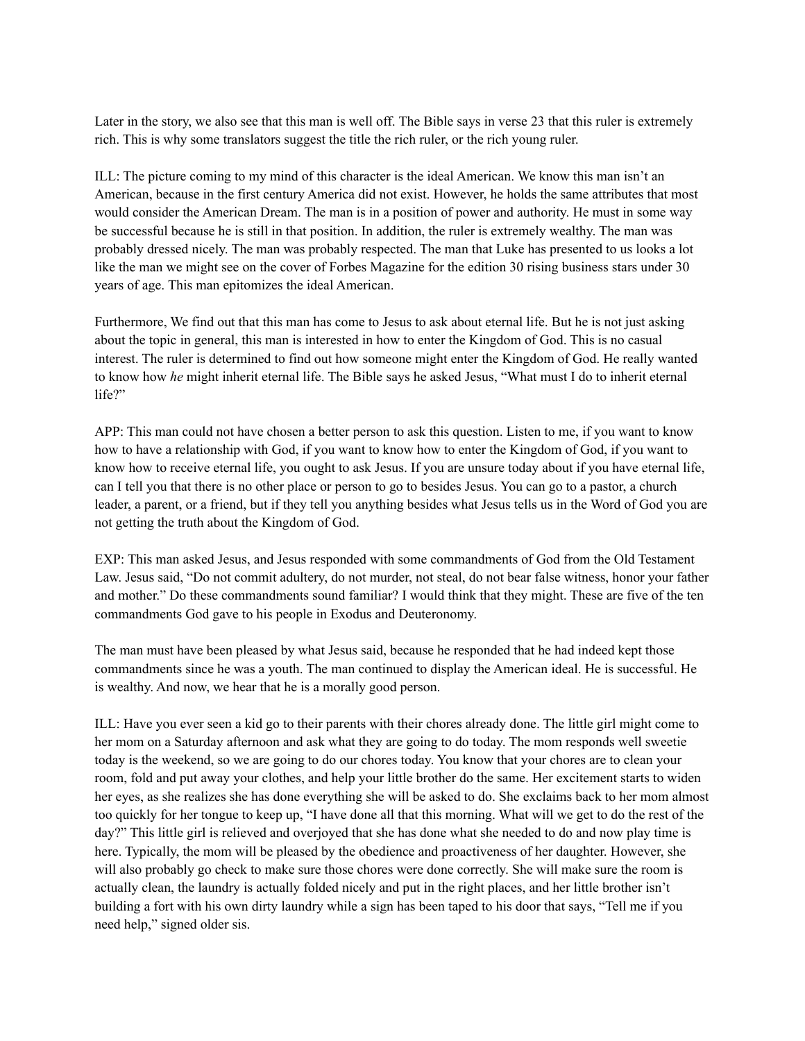Later in the story, we also see that this man is well off. The Bible says in verse 23 that this ruler is extremely rich. This is why some translators suggest the title the rich ruler, or the rich young ruler.

ILL: The picture coming to my mind of this character is the ideal American. We know this man isn't an American, because in the first century America did not exist. However, he holds the same attributes that most would consider the American Dream. The man is in a position of power and authority. He must in some way be successful because he is still in that position. In addition, the ruler is extremely wealthy. The man was probably dressed nicely. The man was probably respected. The man that Luke has presented to us looks a lot like the man we might see on the cover of Forbes Magazine for the edition 30 rising business stars under 30 years of age. This man epitomizes the ideal American.

Furthermore, We find out that this man has come to Jesus to ask about eternal life. But he is not just asking about the topic in general, this man is interested in how to enter the Kingdom of God. This is no casual interest. The ruler is determined to find out how someone might enter the Kingdom of God. He really wanted to know how *he* might inherit eternal life. The Bible says he asked Jesus, "What must I do to inherit eternal life?"

APP: This man could not have chosen a better person to ask this question. Listen to me, if you want to know how to have a relationship with God, if you want to know how to enter the Kingdom of God, if you want to know how to receive eternal life, you ought to ask Jesus. If you are unsure today about if you have eternal life, can I tell you that there is no other place or person to go to besides Jesus. You can go to a pastor, a church leader, a parent, or a friend, but if they tell you anything besides what Jesus tells us in the Word of God you are not getting the truth about the Kingdom of God.

EXP: This man asked Jesus, and Jesus responded with some commandments of God from the Old Testament Law. Jesus said, "Do not commit adultery, do not murder, not steal, do not bear false witness, honor your father and mother." Do these commandments sound familiar? I would think that they might. These are five of the ten commandments God gave to his people in Exodus and Deuteronomy.

The man must have been pleased by what Jesus said, because he responded that he had indeed kept those commandments since he was a youth. The man continued to display the American ideal. He is successful. He is wealthy. And now, we hear that he is a morally good person.

ILL: Have you ever seen a kid go to their parents with their chores already done. The little girl might come to her mom on a Saturday afternoon and ask what they are going to do today. The mom responds well sweetie today is the weekend, so we are going to do our chores today. You know that your chores are to clean your room, fold and put away your clothes, and help your little brother do the same. Her excitement starts to widen her eyes, as she realizes she has done everything she will be asked to do. She exclaims back to her mom almost too quickly for her tongue to keep up, "I have done all that this morning. What will we get to do the rest of the day?" This little girl is relieved and overjoyed that she has done what she needed to do and now play time is here. Typically, the mom will be pleased by the obedience and proactiveness of her daughter. However, she will also probably go check to make sure those chores were done correctly. She will make sure the room is actually clean, the laundry is actually folded nicely and put in the right places, and her little brother isn't building a fort with his own dirty laundry while a sign has been taped to his door that says, "Tell me if you need help," signed older sis.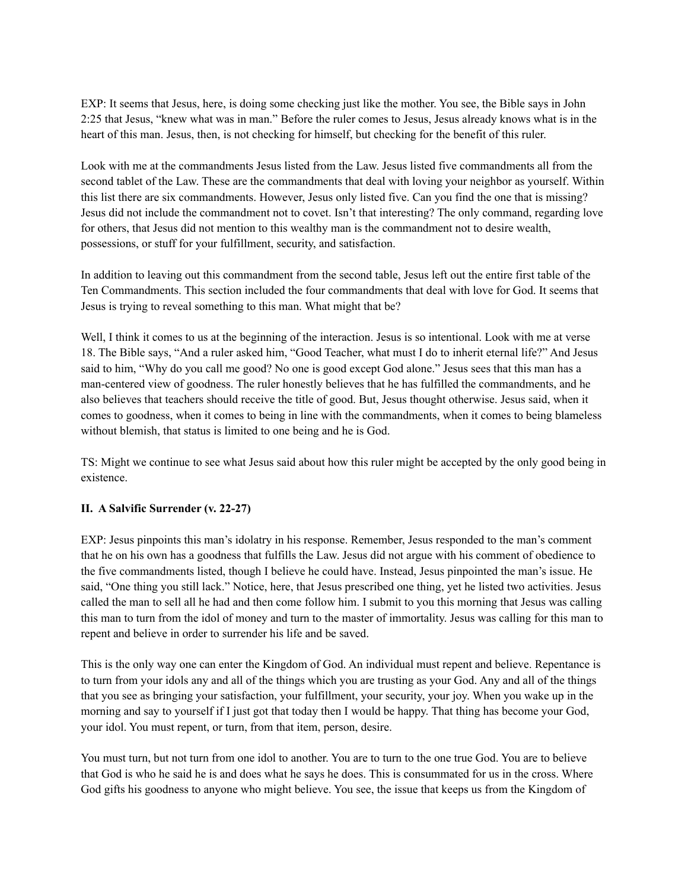EXP: It seems that Jesus, here, is doing some checking just like the mother. You see, the Bible says in John 2:25 that Jesus, "knew what was in man." Before the ruler comes to Jesus, Jesus already knows what is in the heart of this man. Jesus, then, is not checking for himself, but checking for the benefit of this ruler.

Look with me at the commandments Jesus listed from the Law. Jesus listed five commandments all from the second tablet of the Law. These are the commandments that deal with loving your neighbor as yourself. Within this list there are six commandments. However, Jesus only listed five. Can you find the one that is missing? Jesus did not include the commandment not to covet. Isn't that interesting? The only command, regarding love for others, that Jesus did not mention to this wealthy man is the commandment not to desire wealth, possessions, or stuff for your fulfillment, security, and satisfaction.

In addition to leaving out this commandment from the second table, Jesus left out the entire first table of the Ten Commandments. This section included the four commandments that deal with love for God. It seems that Jesus is trying to reveal something to this man. What might that be?

Well, I think it comes to us at the beginning of the interaction. Jesus is so intentional. Look with me at verse 18. The Bible says, "And a ruler asked him, "Good Teacher, what must I do to inherit eternal life?" And Jesus said to him, "Why do you call me good? No one is good except God alone." Jesus sees that this man has a man-centered view of goodness. The ruler honestly believes that he has fulfilled the commandments, and he also believes that teachers should receive the title of good. But, Jesus thought otherwise. Jesus said, when it comes to goodness, when it comes to being in line with the commandments, when it comes to being blameless without blemish, that status is limited to one being and he is God.

TS: Might we continue to see what Jesus said about how this ruler might be accepted by the only good being in existence.

**II. A Salvific Surrender (v. 22-27)**

EXP: Jesus pinpoints this man's idolatry in his response. Remember, Jesus responded to the man's comment that he on his own has a goodness that fulfills the Law. Jesus did not argue with his comment of obedience to the five commandments listed, though I believe he could have. Instead, Jesus pinpointed the man's issue. He said, "One thing you still lack." Notice, here, that Jesus prescribed one thing, yet he listed two activities. Jesus called the man to sell all he had and then come follow him. I submit to you this morning that Jesus was calling this man to turn from the idol of money and turn to the master of immortality. Jesus was calling for this man to repent and believe in order to surrender his life and be saved.

This is the only way one can enter the Kingdom of God. An individual must repent and believe. Repentance is to turn from your idols any and all of the things which you are trusting as your God. Any and all of the things that you see as bringing your satisfaction, your fulfillment, your security, your joy. When you wake up in the morning and say to yourself if I just got that today then I would be happy. That thing has become your God, your idol. You must repent, or turn, from that item, person, desire.

You must turn, but not turn from one idol to another. You are to turn to the one true God. You are to believe that God is who he said he is and does what he says he does. This is consummated for us in the cross. Where God gifts his goodness to anyone who might believe. You see, the issue that keeps us from the Kingdom of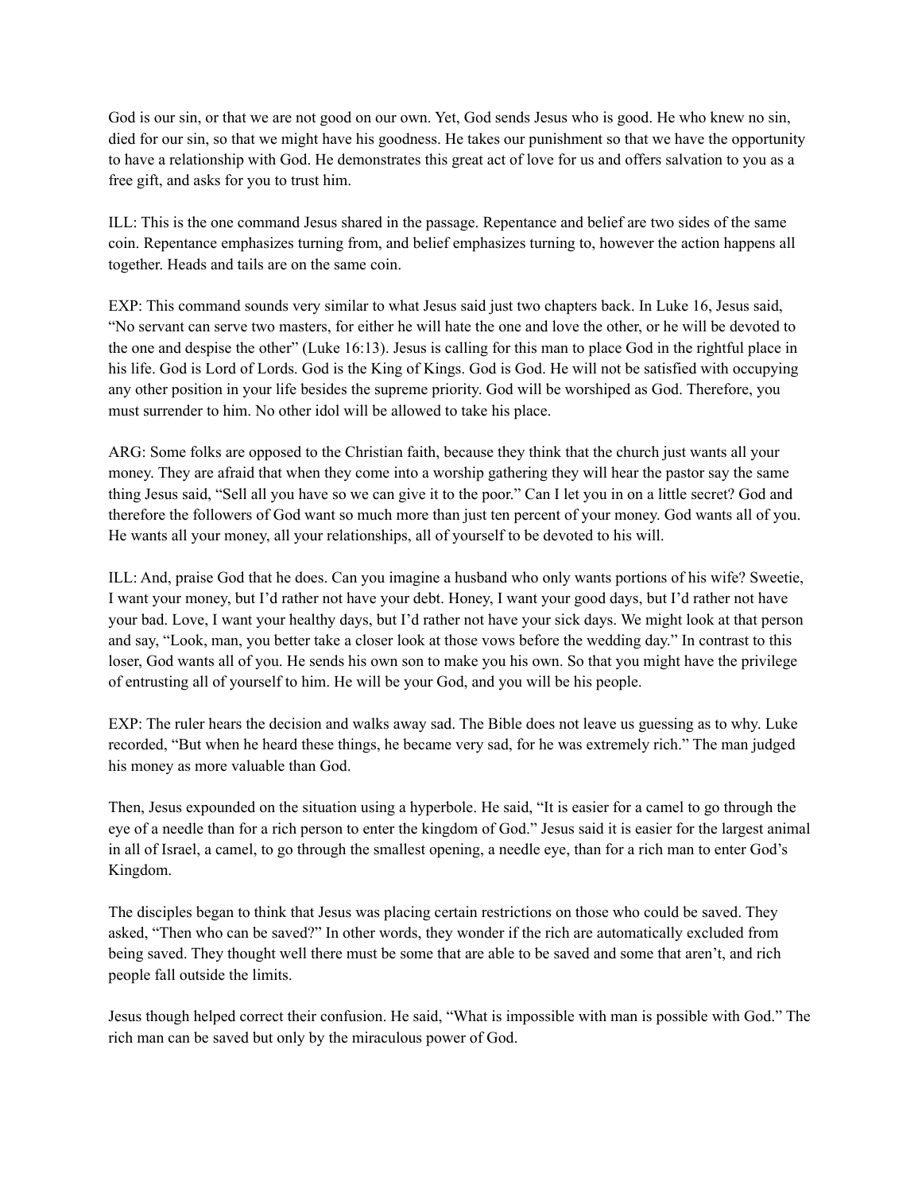God is our sin, or that we are not good on our own. Yet, God sends Jesus who is good. He who knew no sin, died for our sin, so that we might have his goodness. He takes our punishment so that we have the opportunity to have a relationship with God. He demonstrates this great act of love for us and offers salvation to you as a free gift, and asks for you to trust him.

ILL: This is the one command Jesus shared in the passage. Repentance and belief are two sides of the same coin. Repentance emphasizes turning from, and belief emphasizes turning to, however the action happens all together. Heads and tails are on the same coin.

EXP: This command sounds very similar to what Jesus said just two chapters back. In Luke 16, Jesus said, “No servant can serve two masters, for either he will hate the one and love the other, or he will be devoted to the one and despise the other” (Luke 16:13). Jesus is calling for this man to place God in the rightful place in his life. God is Lord of Lords. God is the King of Kings. God is God. He will not be satisfied with occupying any other position in your life besides the supreme priority. God will be worshiped as God. Therefore, you must surrender to him. No other idol will be allowed to take his place.

ARG: Some folks are opposed to the Christian faith, because they think that the church just wants all your money. They are afraid that when they come into a worship gathering they will hear the pastor say the same thing Jesus said, “Sell all you have so we can give it to the poor.” Can I let you in on a little secret? God and therefore the followers of God want so much more than just ten percent of your money. God wants all of you. He wants all your money, all your relationships, all of yourself to be devoted to his will.

ILL: And, praise God that he does. Can you imagine a husband who only wants portions of his wife? Sweetie, I want your money, but I’d rather not have your debt. Honey, I want your good days, but I’d rather not have your bad. Love, I want your healthy days, but I’d rather not have your sick days. We might look at that person and say, “Look, man, you better take a closer look at those vows before the wedding day.” In contrast to this loser, God wants all of you. He sends his own son to make you his own. So that you might have the privilege of entrusting all of yourself to him. He will be your God, and you will be his people.

EXP: The ruler hears the decision and walks away sad. The Bible does not leave us guessing as to why. Luke recorded, “But when he heard these things, he became very sad, for he was extremely rich.” The man judged his money as more valuable than God.

Then, Jesus expounded on the situation using a hyperbole. He said, “It is easier for a camel to go through the eye of a needle than for a rich person to enter the kingdom of God.” Jesus said it is easier for the largest animal in all of Israel, a camel, to go through the smallest opening, a needle eye, than for a rich man to enter God’s Kingdom.

The disciples began to think that Jesus was placing certain restrictions on those who could be saved. They asked, “Then who can be saved?” In other words, they wonder if the rich are automatically excluded from being saved. They thought well there must be some that are able to be saved and some that aren’t, and rich people fall outside the limits.

Jesus though helped correct their confusion. He said, “What is impossible with man is possible with God.” The rich man can be saved but only by the miraculous power of God.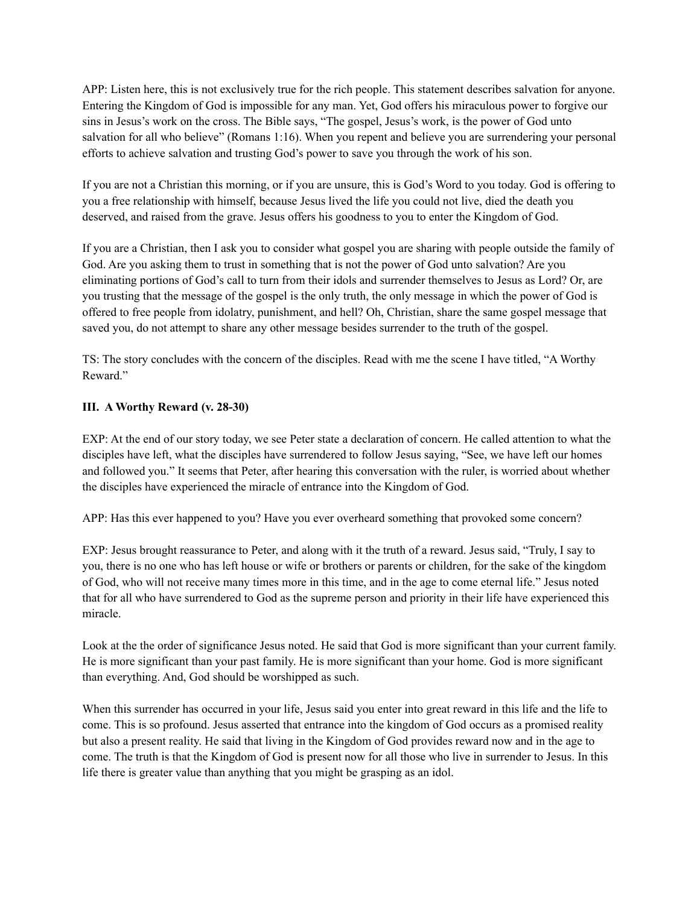APP: Listen here, this is not exclusively true for the rich people. This statement describes salvation for anyone. Entering the Kingdom of God is impossible for any man. Yet, God offers his miraculous power to forgive our sins in Jesus's work on the cross. The Bible says, "The gospel, Jesus's work, is the power of God unto salvation for all who believe" (Romans 1:16). When you repent and believe you are surrendering your personal efforts to achieve salvation and trusting God's power to save you through the work of his son.

If you are not a Christian this morning, or if you are unsure, this is God's Word to you today. God is offering to you a free relationship with himself, because Jesus lived the life you could not live, died the death you deserved, and raised from the grave. Jesus offers his goodness to you to enter the Kingdom of God.

If you are a Christian, then I ask you to consider what gospel you are sharing with people outside the family of God. Are you asking them to trust in something that is not the power of God unto salvation? Are you eliminating portions of God's call to turn from their idols and surrender themselves to Jesus as Lord? Or, are you trusting that the message of the gospel is the only truth, the only message in which the power of God is offered to free people from idolatry, punishment, and hell? Oh, Christian, share the same gospel message that saved you, do not attempt to share any other message besides surrender to the truth of the gospel.

TS: The story concludes with the concern of the disciples. Read with me the scene I have titled, "A Worthy Reward."

### III. A Worthy Reward (v. 28-30)

EXP: At the end of our story today, we see Peter state a declaration of concern. He called attention to what the disciples have left, what the disciples have surrendered to follow Jesus saying, "See, we have left our homes and followed you." It seems that Peter, after hearing this conversation with the ruler, is worried about whether the disciples have experienced the miracle of entrance into the Kingdom of God.

APP: Has this ever happened to you? Have you ever overheard something that provoked some concern?

EXP: Jesus brought reassurance to Peter, and along with it the truth of a reward. Jesus said, "Truly, I say to you, there is no one who has left house or wife or brothers or parents or children, for the sake of the kingdom of God, who will not receive many times more in this time, and in the age to come eternal life." Jesus noted that for all who have surrendered to God as the supreme person and priority in their life have experienced this miracle.

Look at the the order of significance Jesus noted. He said that God is more significant than your current family. He is more significant than your past family. He is more significant than your home. God is more significant than everything. And, God should be worshipped as such.

When this surrender has occurred in your life, Jesus said you enter into great reward in this life and the life to come. This is so profound. Jesus asserted that entrance into the kingdom of God occurs as a promised reality but also a present reality. He said that living in the Kingdom of God provides reward now and in the age to come. The truth is that the Kingdom of God is present now for all those who live in surrender to Jesus. In this life there is greater value than anything that you might be grasping as an idol.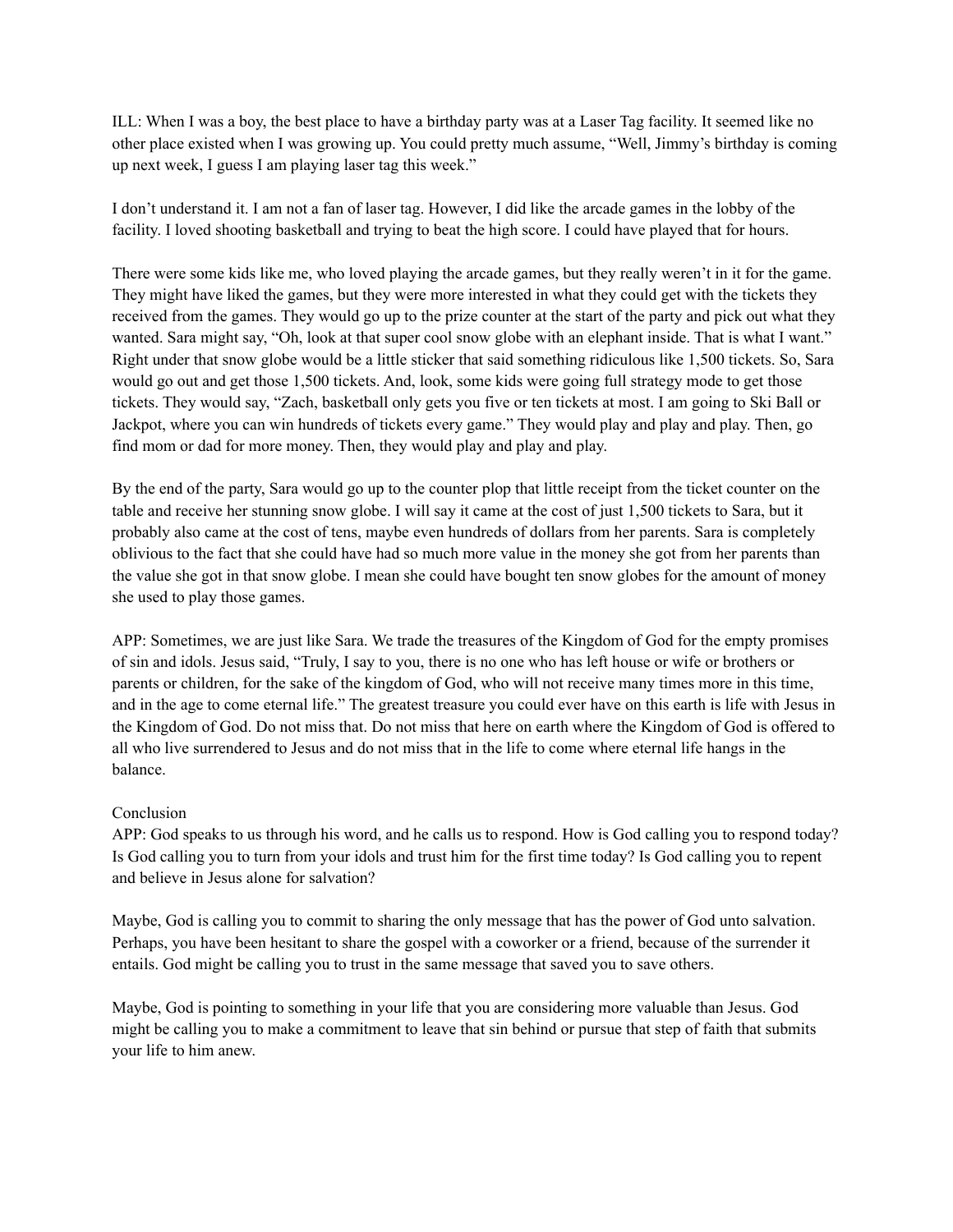ILL: When I was a boy, the best place to have a birthday party was at a Laser Tag facility. It seemed like no other place existed when I was growing up. You could pretty much assume, "Well, Jimmy's birthday is coming up next week, I guess I am playing laser tag this week."

I don't understand it. I am not a fan of laser tag. However, I did like the arcade games in the lobby of the facility. I loved shooting basketball and trying to beat the high score. I could have played that for hours.

There were some kids like me, who loved playing the arcade games, but they really weren't in it for the game. They might have liked the games, but they were more interested in what they could get with the tickets they received from the games. They would go up to the prize counter at the start of the party and pick out what they wanted. Sara might say, "Oh, look at that super cool snow globe with an elephant inside. That is what I want." Right under that snow globe would be a little sticker that said something ridiculous like 1,500 tickets. So, Sara would go out and get those 1,500 tickets. And, look, some kids were going full strategy mode to get those tickets. They would say, "Zach, basketball only gets you five or ten tickets at most. I am going to Ski Ball or Jackpot, where you can win hundreds of tickets every game." They would play and play and play. Then, go find mom or dad for more money. Then, they would play and play and play.

By the end of the party, Sara would go up to the counter plop that little receipt from the ticket counter on the table and receive her stunning snow globe. I will say it came at the cost of just 1,500 tickets to Sara, but it probably also came at the cost of tens, maybe even hundreds of dollars from her parents. Sara is completely oblivious to the fact that she could have had so much more value in the money she got from her parents than the value she got in that snow globe. I mean she could have bought ten snow globes for the amount of money she used to play those games.

APP: Sometimes, we are just like Sara. We trade the treasures of the Kingdom of God for the empty promises of sin and idols. Jesus said, "Truly, I say to you, there is no one who has left house or wife or brothers or parents or children, for the sake of the kingdom of God, who will not receive many times more in this time, and in the age to come eternal life." The greatest treasure you could ever have on this earth is life with Jesus in the Kingdom of God. Do not miss that. Do not miss that here on earth where the Kingdom of God is offered to all who live surrendered to Jesus and do not miss that in the life to come where eternal life hangs in the balance.

## Conclusion

APP: God speaks to us through his word, and he calls us to respond. How is God calling you to respond today? Is God calling you to turn from your idols and trust him for the first time today? Is God calling you to repent and believe in Jesus alone for salvation?

Maybe, God is calling you to commit to sharing the only message that has the power of God unto salvation. Perhaps, you have been hesitant to share the gospel with a coworker or a friend, because of the surrender it entails. God might be calling you to trust in the same message that saved you to save others.

Maybe, God is pointing to something in your life that you are considering more valuable than Jesus. God might be calling you to make a commitment to leave that sin behind or pursue that step of faith that submits your life to him anew.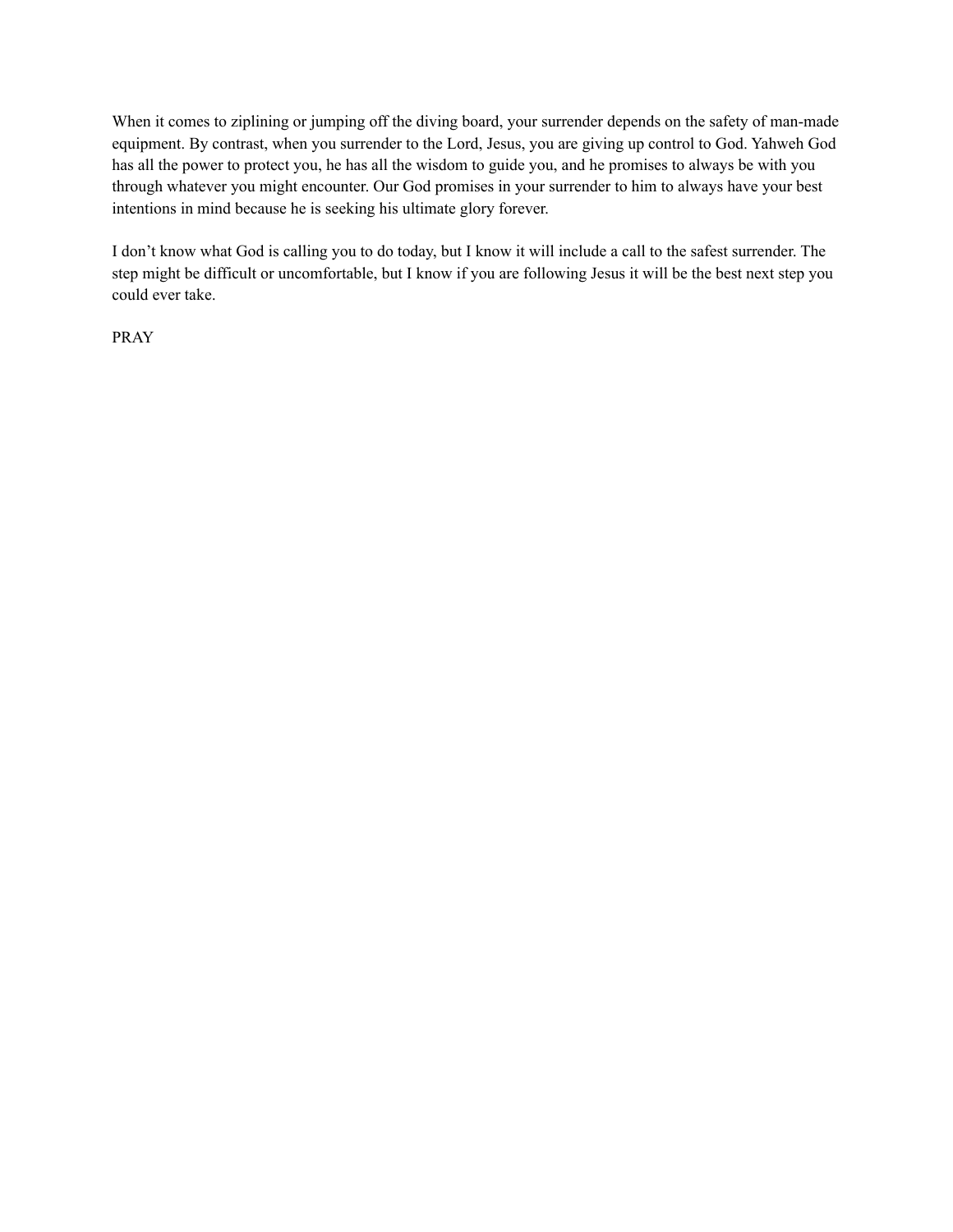When it comes to ziplining or jumping off the diving board, your surrender depends on the safety of man-made equipment. By contrast, when you surrender to the Lord, Jesus, you are giving up control to God. Yahweh God has all the power to protect you, he has all the wisdom to guide you, and he promises to always be with you through whatever you might encounter. Our God promises in your surrender to him to always have your best intentions in mind because he is seeking his ultimate glory forever.

I don't know what God is calling you to do today, but I know it will include a call to the safest surrender. The step might be difficult or uncomfortable, but I know if you are following Jesus it will be the best next step you could ever take.

PRAY